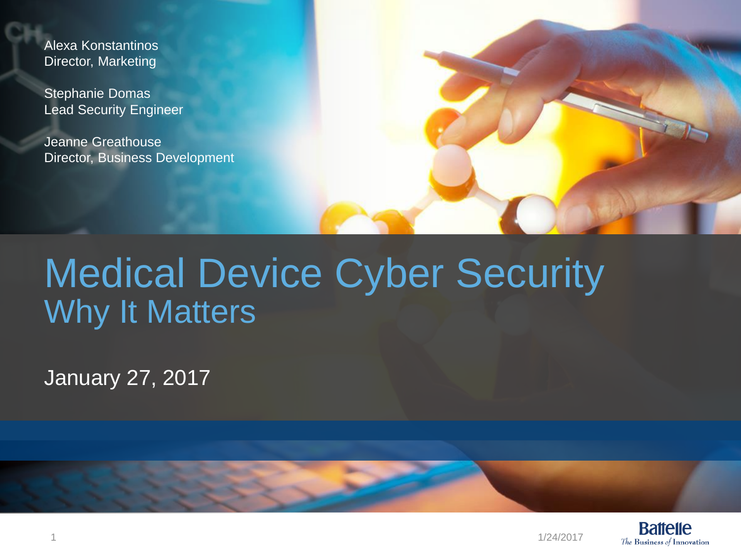Alexa Konstantinos
Director, Marketing

Stephanie Domas
Lead Security Engineer

Jeanne Greathouse
Director, Business Development

# Medical Device Cyber Security
## Why It Matters

January 27, 2017

Battelle
*The Business of Innovation*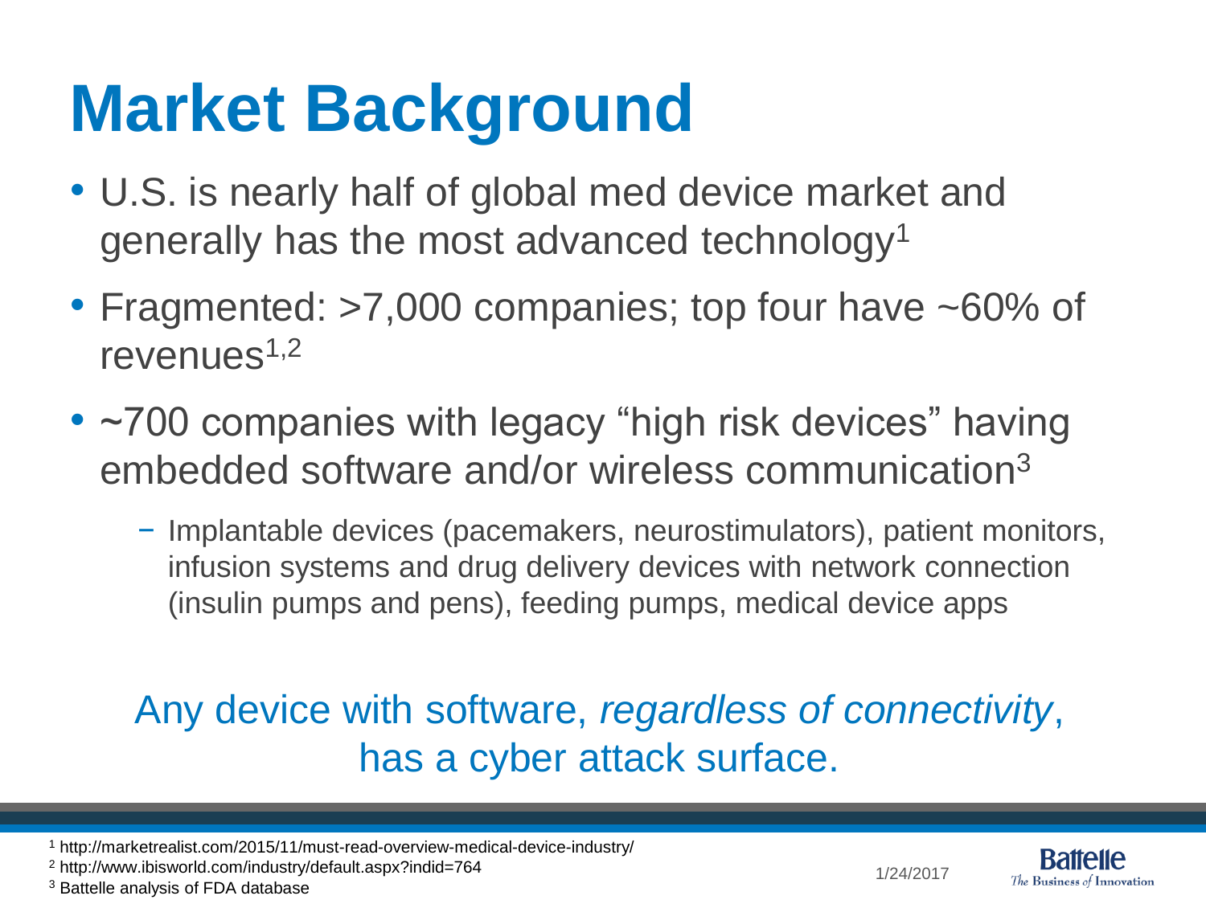# Market Background

- U.S. is nearly half of global med device market and generally has the most advanced technology[1]
- Fragmented: >7,000 companies; top four have ~60% of revenues[1,2]
- ~700 companies with legacy "high risk devices" having embedded software and/or wireless communication[3]
  - Implantable devices (pacemakers, neurostimulators), patient monitors, infusion systems and drug delivery devices with network connection (insulin pumps and pens), feeding pumps, medical device apps

Any device with software, *regardless of connectivity*, has a cyber attack surface.

[1] http://marketrealist.com/2015/11/must-read-overview-medical-device-industry/
[2] http://www.ibisworld.com/industry/default.aspx?indid=764
[3] Battelle analysis of FDA database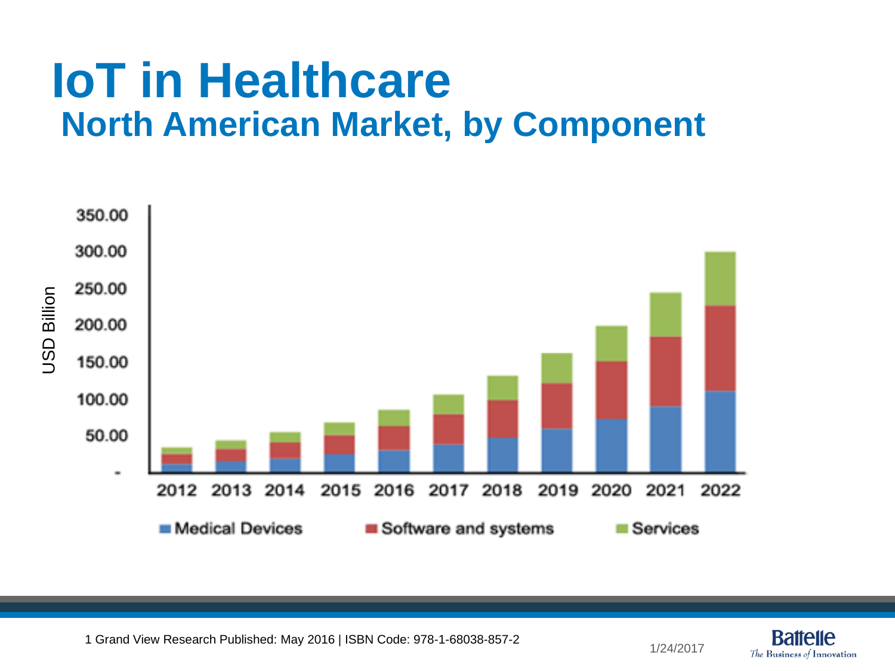# IoT in Healthcare

## North American Market, by Component

USD Billion

350.00
300.00
250.00
200.00
150.00
100.00
50.00
-

2012 2013 2014 2015 2016 2017 2018 2019 2020 2021 2022

Medical Devices   Software and systems   Services

1 Grand View Research Published: May 2016 | ISBN Code: 978-1-68038-857-2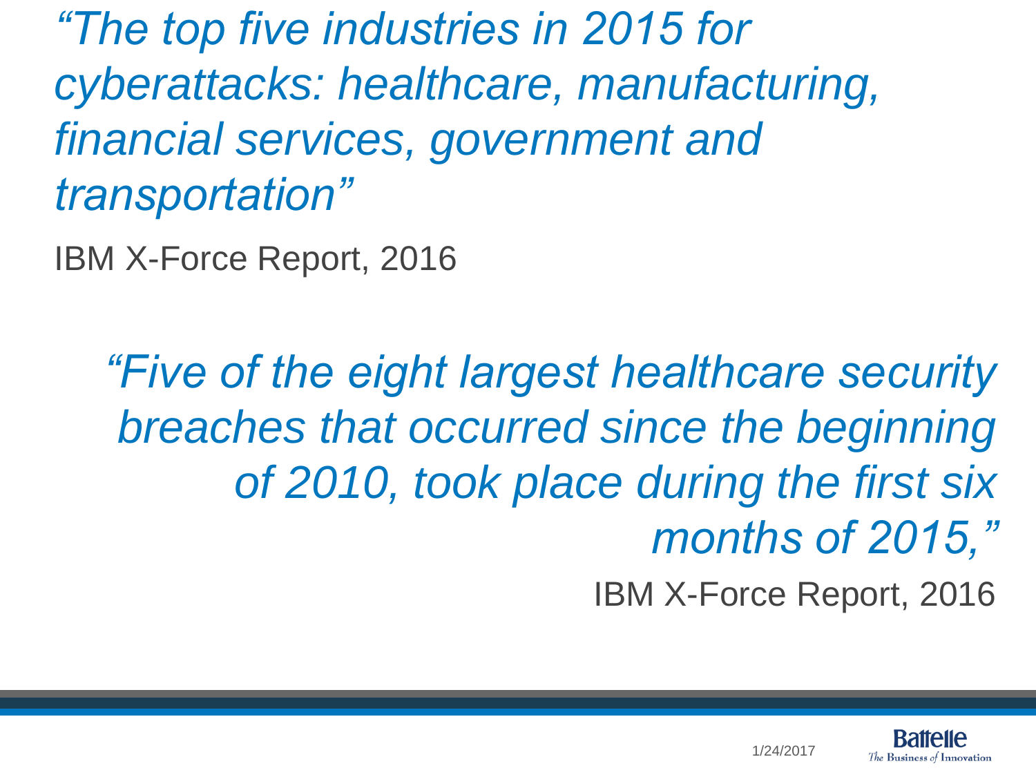*“The top five industries in 2015 for cyberattacks: healthcare, manufacturing, financial services, government and transportation”*

IBM X-Force Report, 2016

*“Five of the eight largest healthcare security breaches that occurred since the beginning of 2010, took place during the first six months of 2015,”*

IBM X-Force Report, 2016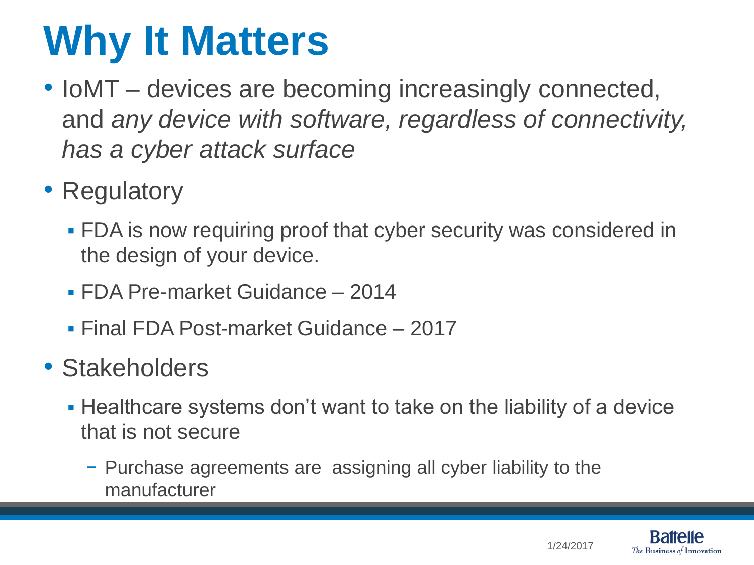# Why It Matters

- IoMT – devices are becoming increasingly connected, and *any device with software, regardless of connectivity, has a cyber attack surface*
- Regulatory
  - FDA is now requiring proof that cyber security was considered in the design of your device.
  - FDA Pre-market Guidance – 2014
  - Final FDA Post-market Guidance – 2017
- Stakeholders
  - Healthcare systems don't want to take on the liability of a device that is not secure
    - Purchase agreements are assigning all cyber liability to the manufacturer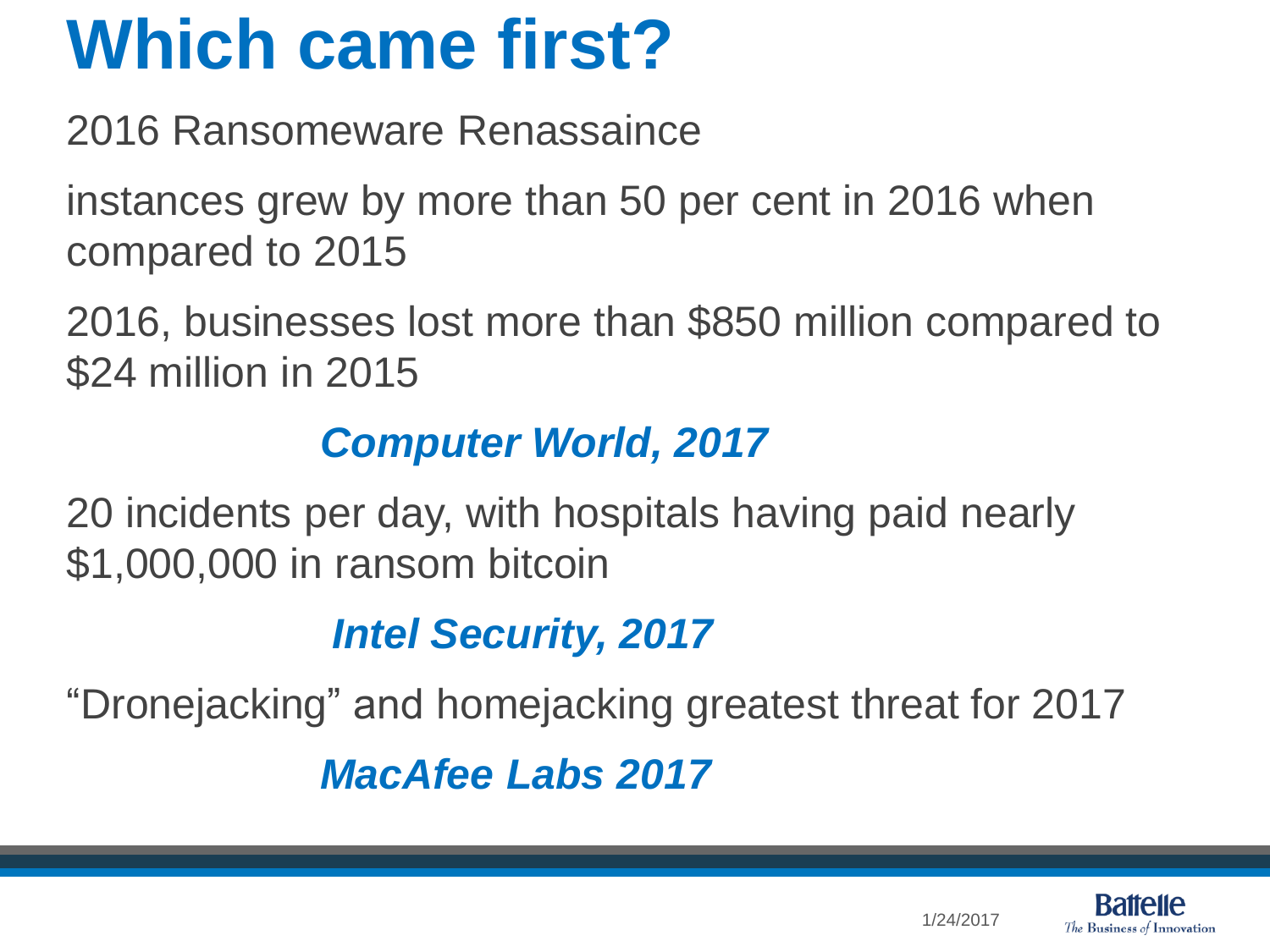# Which came first?

2016 Ransomeware Renassaince

instances grew by more than 50 per cent in 2016 when compared to 2015

2016, businesses lost more than $850 million compared to $24 million in 2015

***Computer World, 2017***

20 incidents per day, with hospitals having paid nearly $1,000,000 in ransom bitcoin

***Intel Security, 2017***

“Dronejacking” and homejacking greatest threat for 2017

***MacAfee Labs 2017***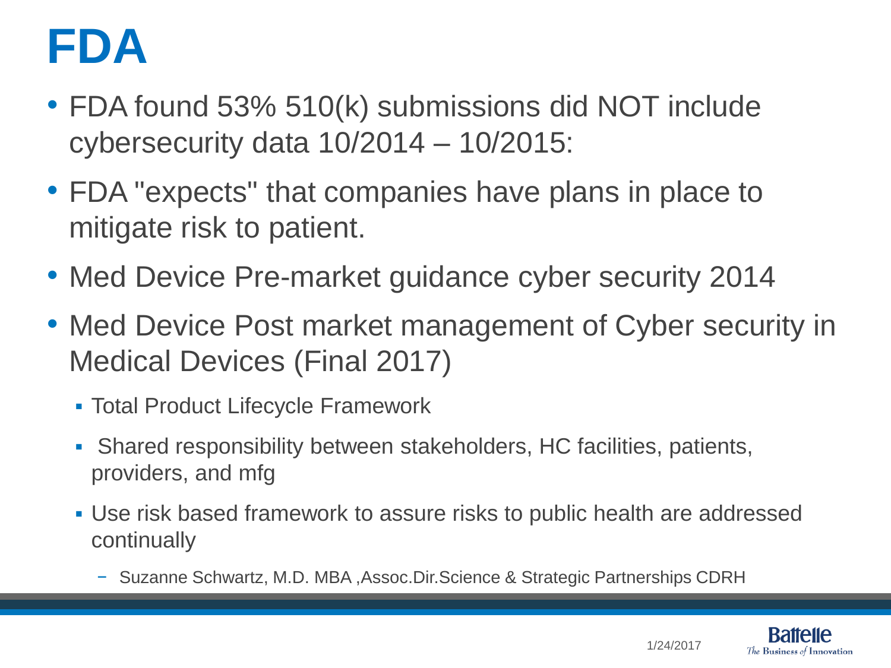# FDA

- FDA found 53% 510(k) submissions did NOT include cybersecurity data 10/2014 – 10/2015:
- FDA "expects" that companies have plans in place to mitigate risk to patient.
- Med Device Pre-market guidance cyber security 2014
- Med Device Post market management of Cyber security in Medical Devices (Final 2017)
  - Total Product Lifecycle Framework
  - Shared responsibility between stakeholders, HC facilities, patients, providers, and mfg
  - Use risk based framework to assure risks to public health are addressed continually
    - Suzanne Schwartz, M.D. MBA ,Assoc.Dir.Science & Strategic Partnerships CDRH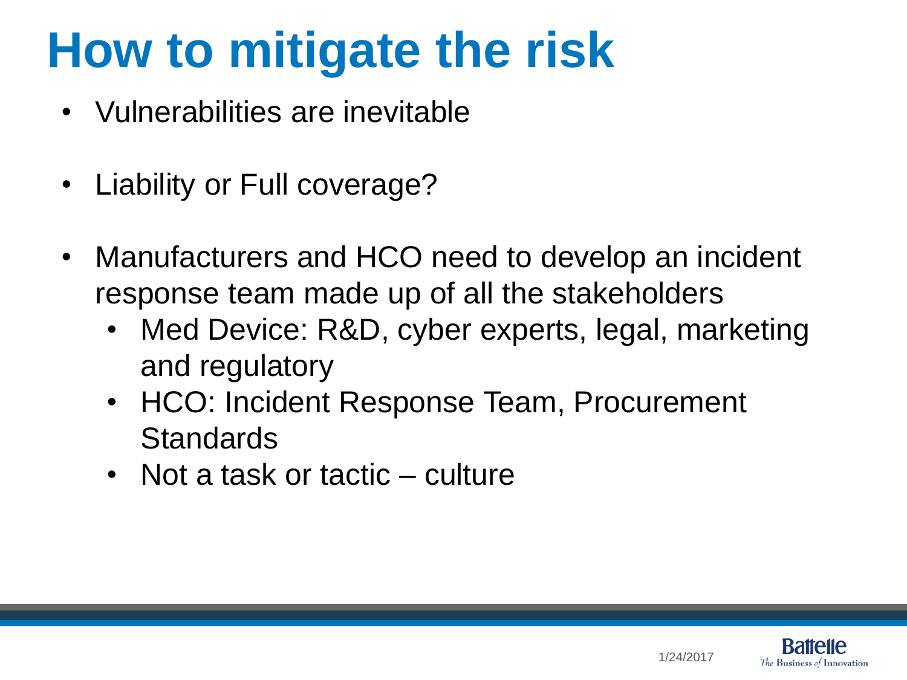# How to mitigate the risk

- Vulnerabilities are inevitable
- Liability or Full coverage?
- Manufacturers and HCO need to develop an incident response team made up of all the stakeholders
  - Med Device: R&D, cyber experts, legal, marketing and regulatory
  - HCO: Incident Response Team, Procurement Standards
  - Not a task or tactic – culture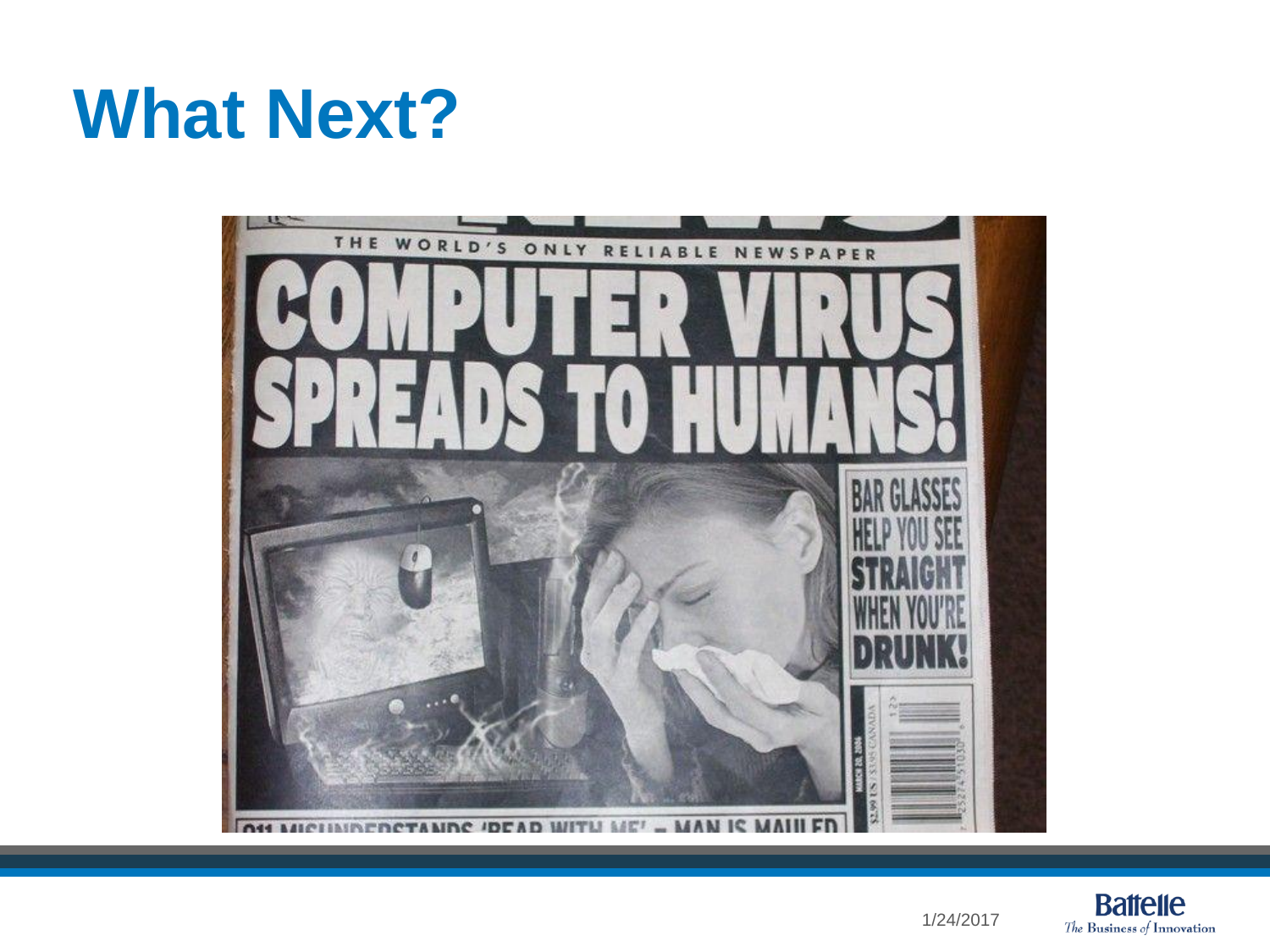# What Next?

THE WORLD'S ONLY RELIABLE NEWSPAPER

COMPUTER VIRUS SPREADS TO HUMANS!

BAR GLASSES HELP YOU SEE STRAIGHT WHEN YOU'RE DRUNK!

911 MISUNDERSTANDS 'BEAR WITH ME' – MAN IS MAULED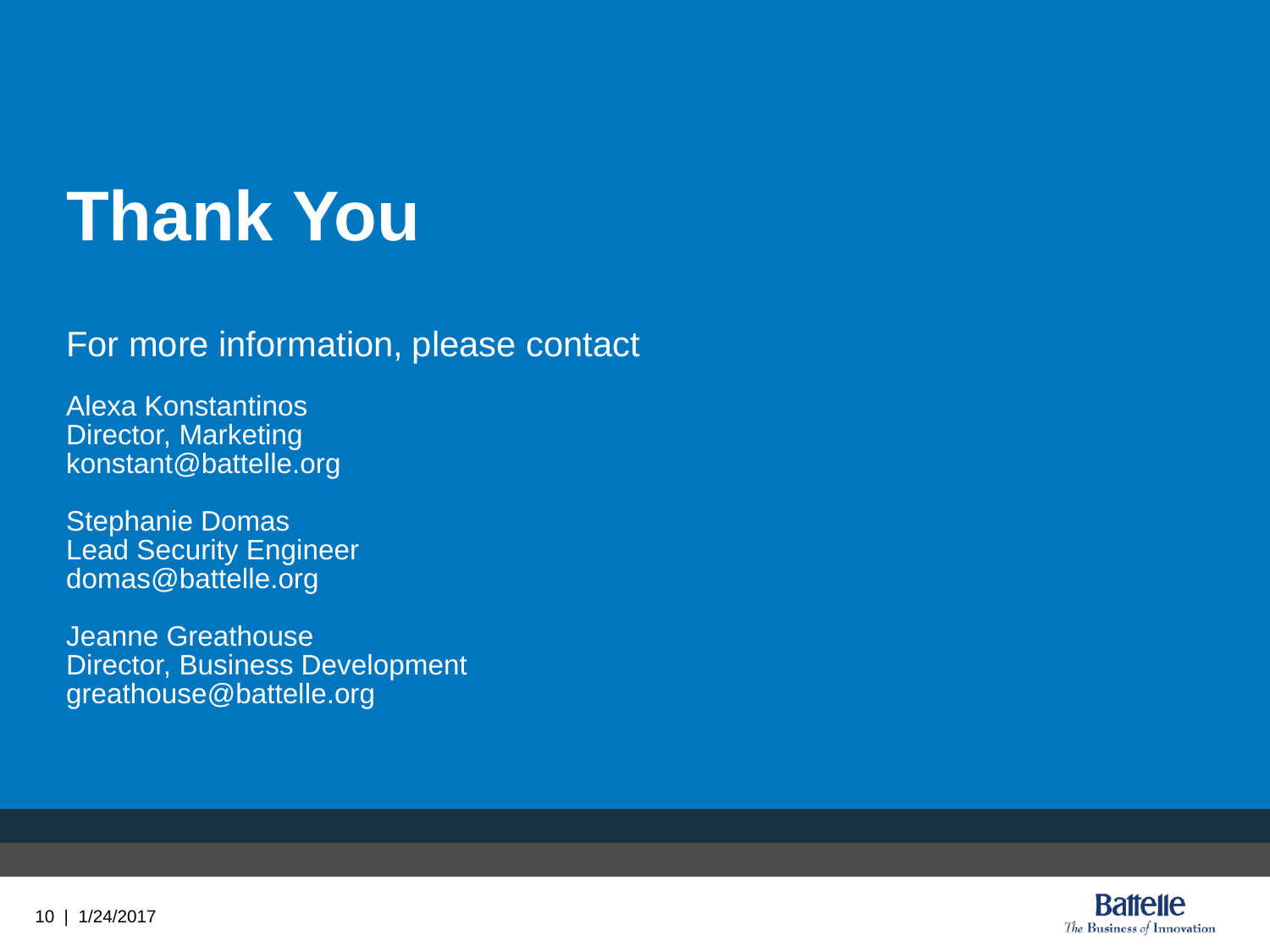# Thank You

For more information, please contact

Alexa Konstantinos
Director, Marketing
konstant@battelle.org

Stephanie Domas
Lead Security Engineer
domas@battelle.org

Jeanne Greathouse
Director, Business Development
greathouse@battelle.org